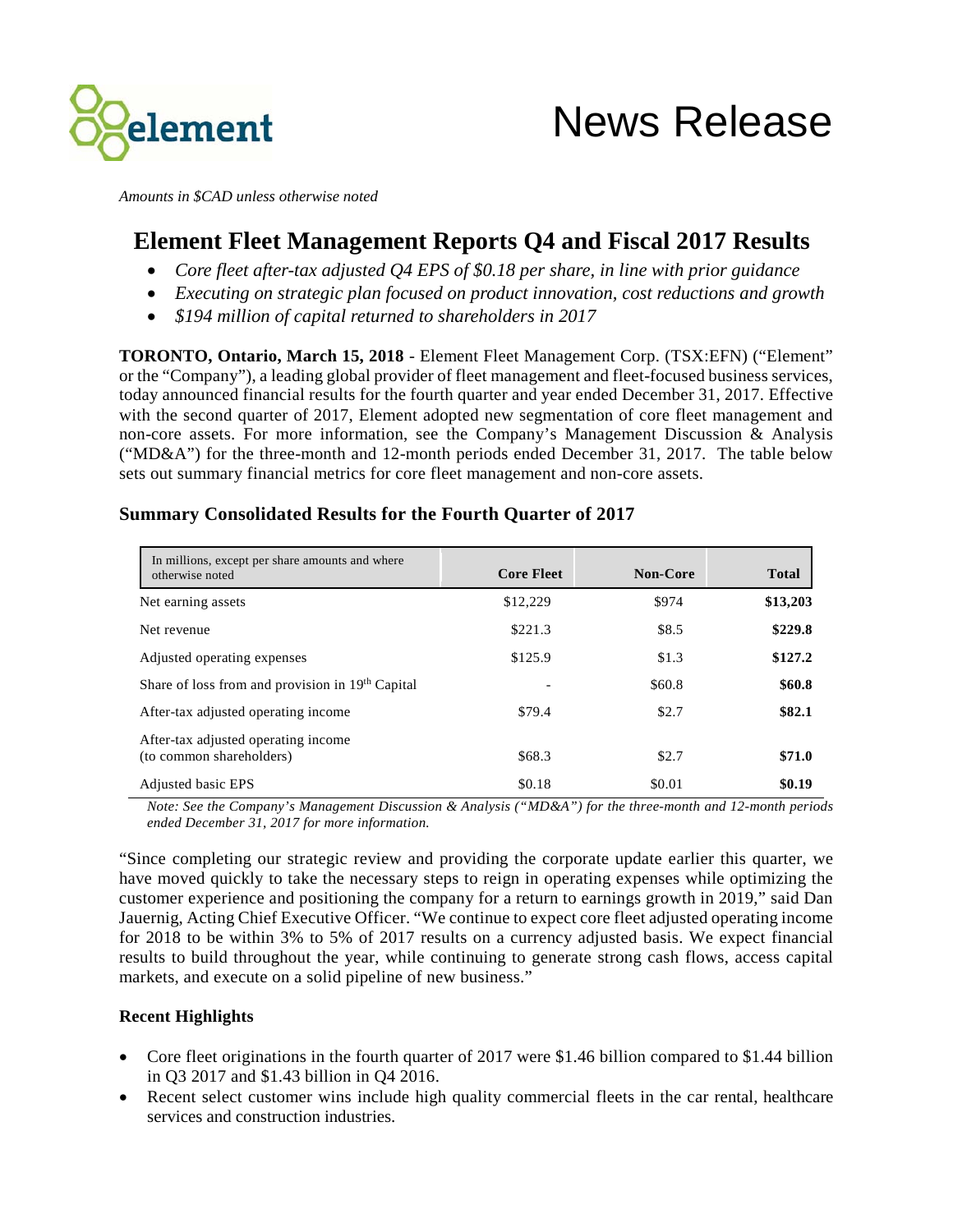*Amounts in $CAD unless otherwise noted*

# Element Fleet Management Reports Q4 and Fiscal 2017 Results

- *Core fleet after-tax adjusted Q4 EPS of $0.18 per share, in line with prior guidance*
- *Executing on strategic plan focused on product innovation, cost reductions and growth*
- *$194 million of capital returned to shareholders in 2017*

**TORONTO, Ontario, March 15, 2018** - Element Fleet Management Corp. (TSX:EFN) ("Element" or the "Company"), a leading global provider of fleet management and fleet-focused business services, today announced financial results for the fourth quarter and year ended December 31, 2017. Effective with the second quarter of 2017, Element adopted new segmentation of core fleet management and non-core assets. For more information, see the Company's Management Discussion & Analysis ("MD&A") for the three-month and 12-month periods ended December 31, 2017. The table below sets out summary financial metrics for core fleet management and non-core assets.

## Summary Consolidated Results for the Fourth Quarter of 2017

| In millions, except per share amounts and where otherwise noted | Core Fleet | Non-Core | Total |
|---|---|---|---|
| Net earning assets | $12,229 | $974 | **$13,203** |
| Net revenue | $221.3 | $8.5 | **$229.8** |
| Adjusted operating expenses | $125.9 | $1.3 | **$127.2** |
| Share of loss from and provision in 19th Capital | - | $60.8 | **$60.8** |
| After-tax adjusted operating income | $79.4 | $2.7 | **$82.1** |
| After-tax adjusted operating income (to common shareholders) | $68.3 | $2.7 | **$71.0** |
| Adjusted basic EPS | $0.18 | $0.01 | **$0.19** |

*Note: See the Company's Management Discussion & Analysis ("MD&A") for the three-month and 12-month periods ended December 31, 2017 for more information.*

"Since completing our strategic review and providing the corporate update earlier this quarter, we have moved quickly to take the necessary steps to reign in operating expenses while optimizing the customer experience and positioning the company for a return to earnings growth in 2019," said Dan Jauernig, Acting Chief Executive Officer. "We continue to expect core fleet adjusted operating income for 2018 to be within 3% to 5% of 2017 results on a currency adjusted basis. We expect financial results to build throughout the year, while continuing to generate strong cash flows, access capital markets, and execute on a solid pipeline of new business."

### Recent Highlights

- Core fleet originations in the fourth quarter of 2017 were $1.46 billion compared to $1.44 billion in Q3 2017 and $1.43 billion in Q4 2016.
- Recent select customer wins include high quality commercial fleets in the car rental, healthcare services and construction industries.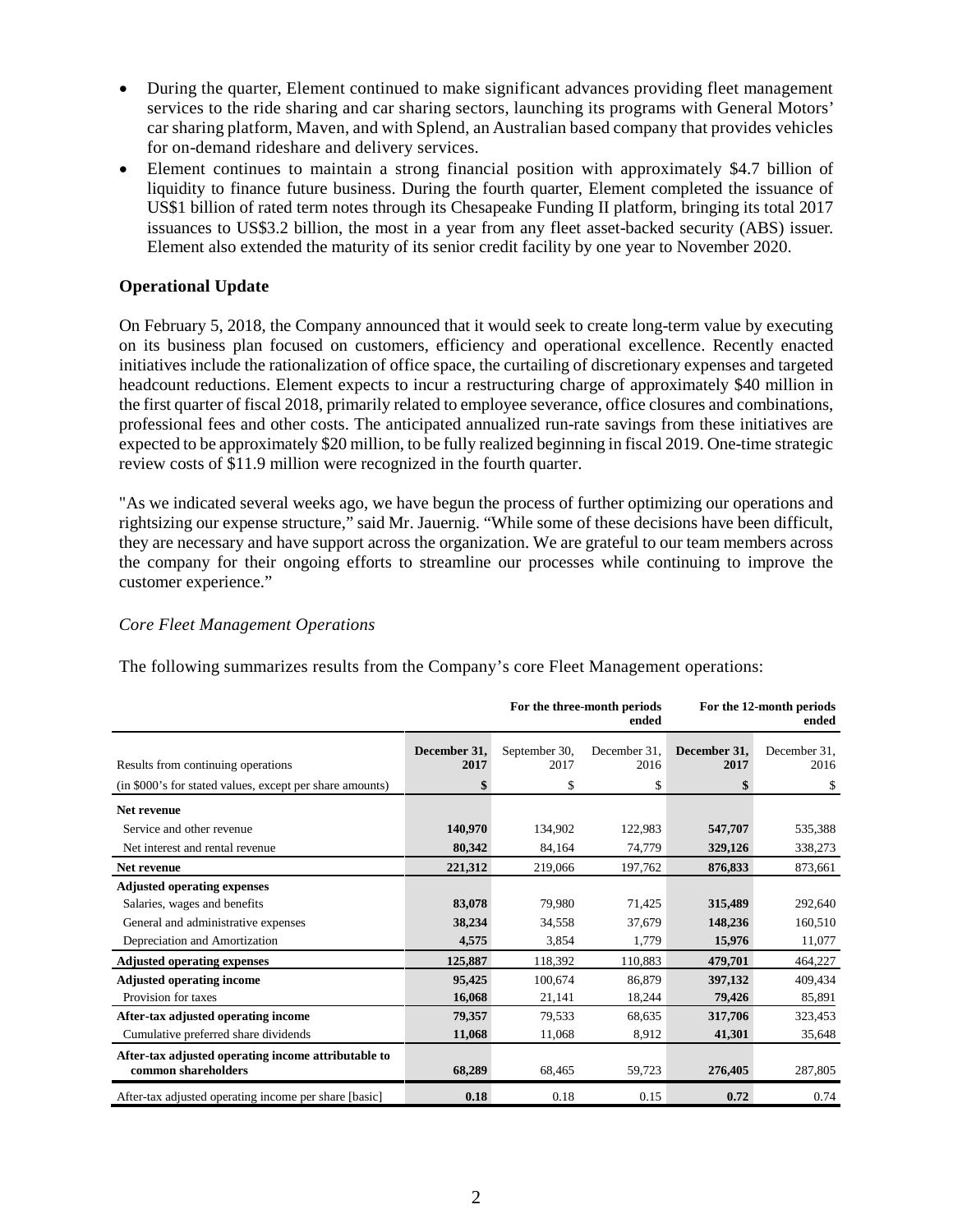- During the quarter, Element continued to make significant advances providing fleet management services to the ride sharing and car sharing sectors, launching its programs with General Motors' car sharing platform, Maven, and with Splend, an Australian based company that provides vehicles for on-demand rideshare and delivery services.
- Element continues to maintain a strong financial position with approximately $4.7 billion of liquidity to finance future business. During the fourth quarter, Element completed the issuance of US$1 billion of rated term notes through its Chesapeake Funding II platform, bringing its total 2017 issuances to US$3.2 billion, the most in a year from any fleet asset-backed security (ABS) issuer. Element also extended the maturity of its senior credit facility by one year to November 2020.

## Operational Update

On February 5, 2018, the Company announced that it would seek to create long-term value by executing on its business plan focused on customers, efficiency and operational excellence. Recently enacted initiatives include the rationalization of office space, the curtailing of discretionary expenses and targeted headcount reductions. Element expects to incur a restructuring charge of approximately $40 million in the first quarter of fiscal 2018, primarily related to employee severance, office closures and combinations, professional fees and other costs. The anticipated annualized run-rate savings from these initiatives are expected to be approximately $20 million, to be fully realized beginning in fiscal 2019. One-time strategic review costs of $11.9 million were recognized in the fourth quarter.

"As we indicated several weeks ago, we have begun the process of further optimizing our operations and rightsizing our expense structure," said Mr. Jauernig. "While some of these decisions have been difficult, they are necessary and have support across the organization. We are grateful to our team members across the company for their ongoing efforts to streamline our processes while continuing to improve the customer experience."

### *Core Fleet Management Operations*

The following summarizes results from the Company's core Fleet Management operations:

| | For the three-month periods ended | | | For the 12-month periods ended | |
|---|---|---|---|---|---|
| Results from continuing operations | **December 31, 2017** | September 30, 2017 | December 31, 2016 | **December 31, 2017** | December 31, 2016 |
| (in $000's for stated values, except per share amounts) | **$** | $ | $ | **$** | $ |
| **Net revenue** | | | | | |
| Service and other revenue | **140,970** | 134,902 | 122,983 | **547,707** | 535,388 |
| Net interest and rental revenue | **80,342** | 84,164 | 74,779 | **329,126** | 338,273 |
| **Net revenue** | **221,312** | 219,066 | 197,762 | **876,833** | 873,661 |
| **Adjusted operating expenses** | | | | | |
| Salaries, wages and benefits | **83,078** | 79,980 | 71,425 | **315,489** | 292,640 |
| General and administrative expenses | **38,234** | 34,558 | 37,679 | **148,236** | 160,510 |
| Depreciation and Amortization | **4,575** | 3,854 | 1,779 | **15,976** | 11,077 |
| **Adjusted operating expenses** | **125,887** | 118,392 | 110,883 | **479,701** | 464,227 |
| **Adjusted operating income** | **95,425** | 100,674 | 86,879 | **397,132** | 409,434 |
| Provision for taxes | **16,068** | 21,141 | 18,244 | **79,426** | 85,891 |
| **After-tax adjusted operating income** | **79,357** | 79,533 | 68,635 | **317,706** | 323,453 |
| Cumulative preferred share dividends | **11,068** | 11,068 | 8,912 | **41,301** | 35,648 |
| **After-tax adjusted operating income attributable to common shareholders** | **68,289** | 68,465 | 59,723 | **276,405** | 287,805 |
| After-tax adjusted operating income per share [basic] | **0.18** | 0.18 | 0.15 | **0.72** | 0.74 |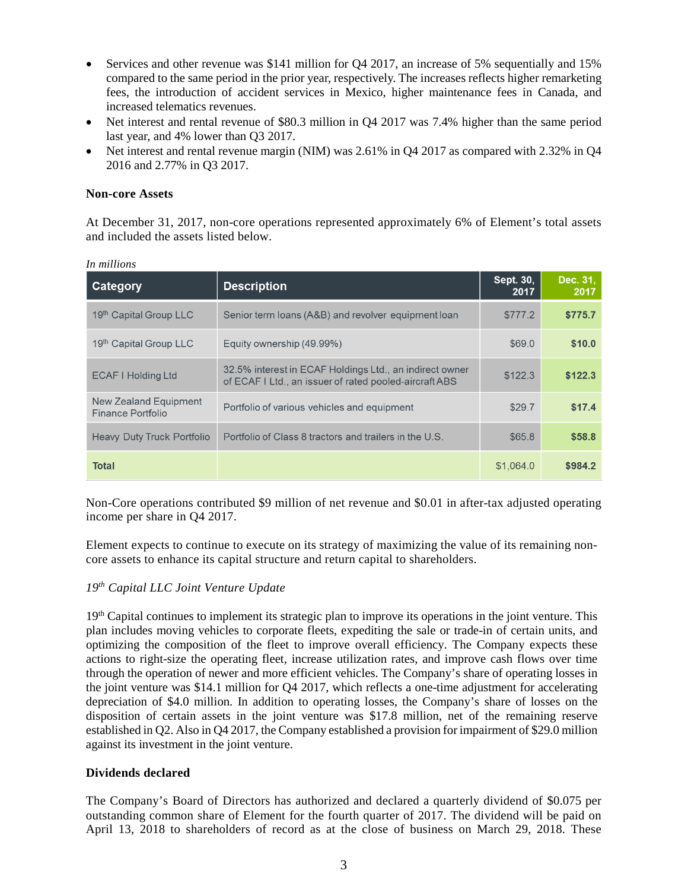- Services and other revenue was $141 million for Q4 2017, an increase of 5% sequentially and 15% compared to the same period in the prior year, respectively. The increases reflects higher remarketing fees, the introduction of accident services in Mexico, higher maintenance fees in Canada, and increased telematics revenues.
- Net interest and rental revenue of $80.3 million in Q4 2017 was 7.4% higher than the same period last year, and 4% lower than Q3 2017.
- Net interest and rental revenue margin (NIM) was 2.61% in Q4 2017 as compared with 2.32% in Q4 2016 and 2.77% in Q3 2017.

**Non-core Assets**

At December 31, 2017, non-core operations represented approximately 6% of Element's total assets and included the assets listed below.

*In millions*

| Category | Description | Sept. 30, 2017 | Dec. 31, 2017 |
|---|---|---|---|
| 19th Capital Group LLC | Senior term loans (A&B) and revolver equipment loan | $777.2 | **$775.7** |
| 19th Capital Group LLC | Equity ownership (49.99%) | $69.0 | **$10.0** |
| ECAF I Holding Ltd | 32.5% interest in ECAF Holdings Ltd., an indirect owner of ECAF I Ltd., an issuer of rated pooled-aircraft ABS | $122.3 | **$122.3** |
| New Zealand Equipment Finance Portfolio | Portfolio of various vehicles and equipment | $29.7 | **$17.4** |
| Heavy Duty Truck Portfolio | Portfolio of Class 8 tractors and trailers in the U.S. | $65.8 | **$58.8** |
| **Total** | | $1,064.0 | **$984.2** |

Non-Core operations contributed $9 million of net revenue and $0.01 in after-tax adjusted operating income per share in Q4 2017.

Element expects to continue to execute on its strategy of maximizing the value of its remaining non-core assets to enhance its capital structure and return capital to shareholders.

*19th Capital LLC Joint Venture Update*

19th Capital continues to implement its strategic plan to improve its operations in the joint venture. This plan includes moving vehicles to corporate fleets, expediting the sale or trade-in of certain units, and optimizing the composition of the fleet to improve overall efficiency. The Company expects these actions to right-size the operating fleet, increase utilization rates, and improve cash flows over time through the operation of newer and more efficient vehicles. The Company's share of operating losses in the joint venture was $14.1 million for Q4 2017, which reflects a one-time adjustment for accelerating depreciation of $4.0 million. In addition to operating losses, the Company's share of losses on the disposition of certain assets in the joint venture was $17.8 million, net of the remaining reserve established in Q2. Also in Q4 2017, the Company established a provision for impairment of $29.0 million against its investment in the joint venture.

**Dividends declared**

The Company's Board of Directors has authorized and declared a quarterly dividend of $0.075 per outstanding common share of Element for the fourth quarter of 2017. The dividend will be paid on April 13, 2018 to shareholders of record as at the close of business on March 29, 2018. These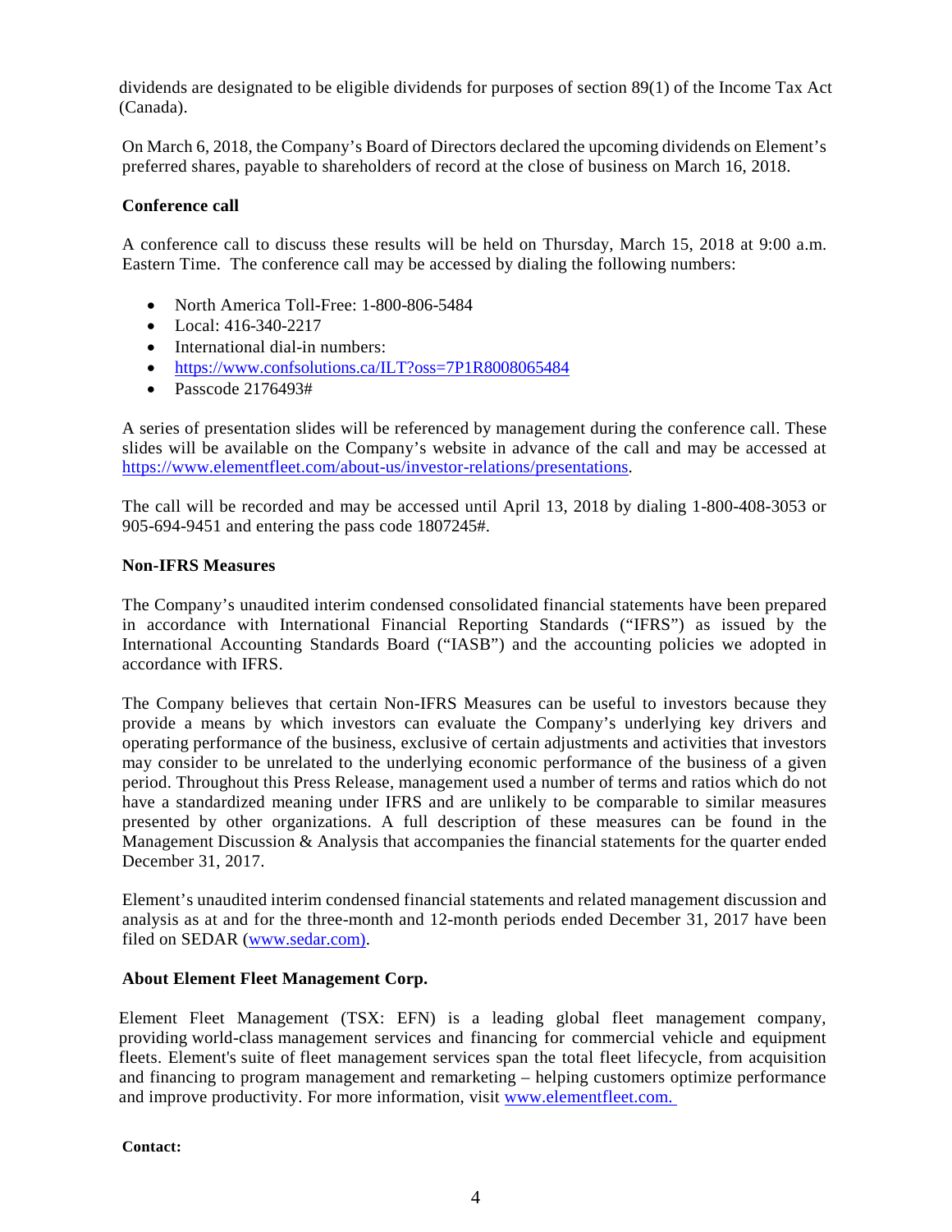dividends are designated to be eligible dividends for purposes of section 89(1) of the Income Tax Act (Canada).

On March 6, 2018, the Company's Board of Directors declared the upcoming dividends on Element's preferred shares, payable to shareholders of record at the close of business on March 16, 2018.

**Conference call**

A conference call to discuss these results will be held on Thursday, March 15, 2018 at 9:00 a.m. Eastern Time. The conference call may be accessed by dialing the following numbers:

- North America Toll-Free: 1-800-806-5484
- Local: 416-340-2217
- International dial-in numbers:
- https://www.confsolutions.ca/ILT?oss=7P1R8008065484
- Passcode 2176493#

A series of presentation slides will be referenced by management during the conference call. These slides will be available on the Company's website in advance of the call and may be accessed at https://www.elementfleet.com/about-us/investor-relations/presentations.

The call will be recorded and may be accessed until April 13, 2018 by dialing 1-800-408-3053 or 905-694-9451 and entering the pass code 1807245#.

**Non-IFRS Measures**

The Company's unaudited interim condensed consolidated financial statements have been prepared in accordance with International Financial Reporting Standards ("IFRS") as issued by the International Accounting Standards Board ("IASB") and the accounting policies we adopted in accordance with IFRS.

The Company believes that certain Non-IFRS Measures can be useful to investors because they provide a means by which investors can evaluate the Company's underlying key drivers and operating performance of the business, exclusive of certain adjustments and activities that investors may consider to be unrelated to the underlying economic performance of the business of a given period. Throughout this Press Release, management used a number of terms and ratios which do not have a standardized meaning under IFRS and are unlikely to be comparable to similar measures presented by other organizations. A full description of these measures can be found in the Management Discussion & Analysis that accompanies the financial statements for the quarter ended December 31, 2017.

Element's unaudited interim condensed financial statements and related management discussion and analysis as at and for the three-month and 12-month periods ended December 31, 2017 have been filed on SEDAR (www.sedar.com).

**About Element Fleet Management Corp.**

Element Fleet Management (TSX: EFN) is a leading global fleet management company, providing world-class management services and financing for commercial vehicle and equipment fleets. Element's suite of fleet management services span the total fleet lifecycle, from acquisition and financing to program management and remarketing – helping customers optimize performance and improve productivity. For more information, visit www.elementfleet.com.

**Contact:**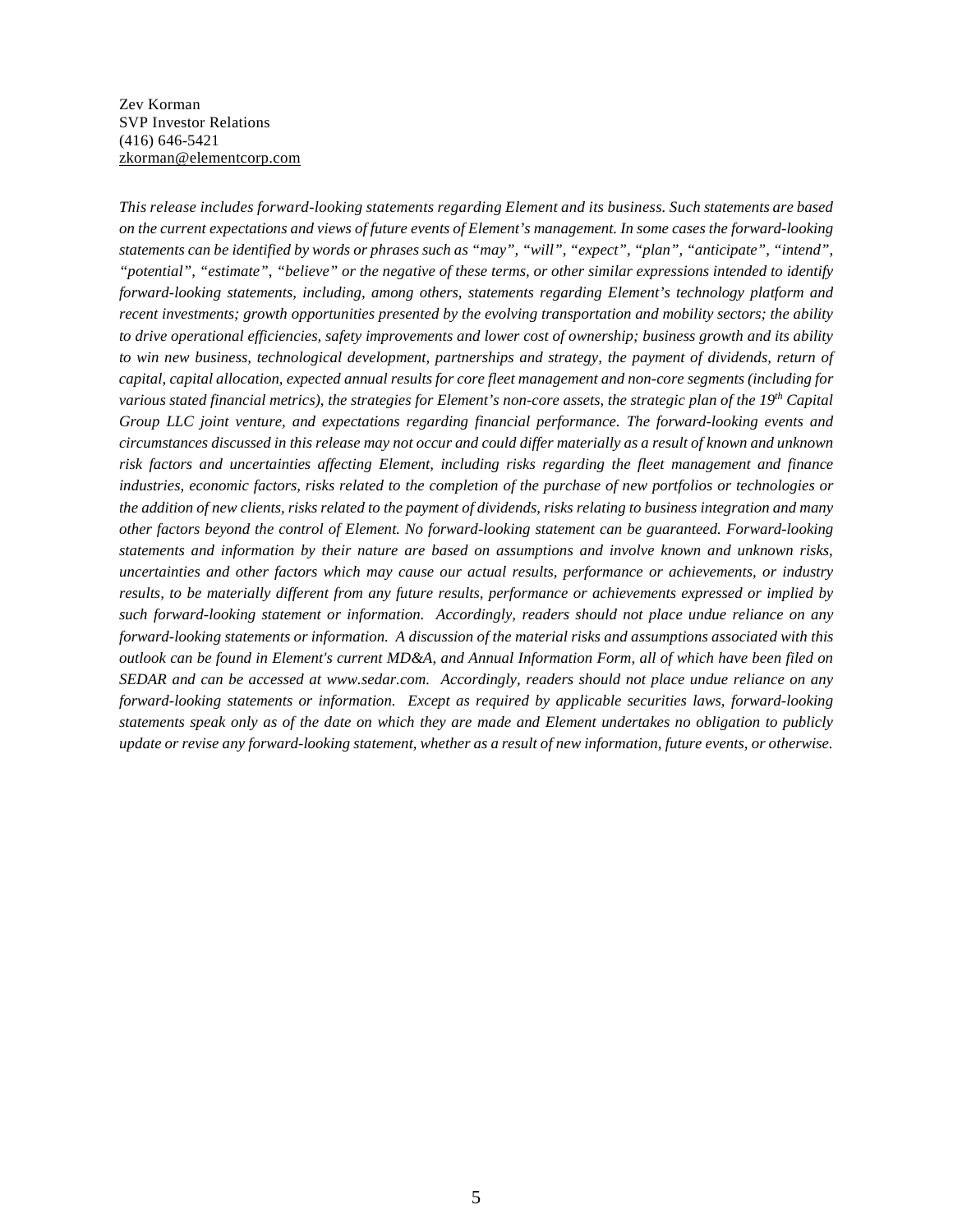Zev Korman
SVP Investor Relations
(416) 646-5421
zkorman@elementcorp.com

*This release includes forward-looking statements regarding Element and its business. Such statements are based on the current expectations and views of future events of Element's management. In some cases the forward-looking statements can be identified by words or phrases such as "may", "will", "expect", "plan", "anticipate", "intend", "potential", "estimate", "believe" or the negative of these terms, or other similar expressions intended to identify forward-looking statements, including, among others, statements regarding Element's technology platform and recent investments; growth opportunities presented by the evolving transportation and mobility sectors; the ability to drive operational efficiencies, safety improvements and lower cost of ownership; business growth and its ability to win new business, technological development, partnerships and strategy, the payment of dividends, return of capital, capital allocation, expected annual results for core fleet management and non-core segments (including for various stated financial metrics), the strategies for Element's non-core assets, the strategic plan of the 19th Capital Group LLC joint venture, and expectations regarding financial performance. The forward-looking events and circumstances discussed in this release may not occur and could differ materially as a result of known and unknown risk factors and uncertainties affecting Element, including risks regarding the fleet management and finance industries, economic factors, risks related to the completion of the purchase of new portfolios or technologies or the addition of new clients, risks related to the payment of dividends, risks relating to business integration and many other factors beyond the control of Element. No forward-looking statement can be guaranteed. Forward-looking statements and information by their nature are based on assumptions and involve known and unknown risks, uncertainties and other factors which may cause our actual results, performance or achievements, or industry results, to be materially different from any future results, performance or achievements expressed or implied by such forward-looking statement or information. Accordingly, readers should not place undue reliance on any forward-looking statements or information. A discussion of the material risks and assumptions associated with this outlook can be found in Element's current MD&A, and Annual Information Form, all of which have been filed on SEDAR and can be accessed at www.sedar.com. Accordingly, readers should not place undue reliance on any forward-looking statements or information. Except as required by applicable securities laws, forward-looking statements speak only as of the date on which they are made and Element undertakes no obligation to publicly update or revise any forward-looking statement, whether as a result of new information, future events, or otherwise.*